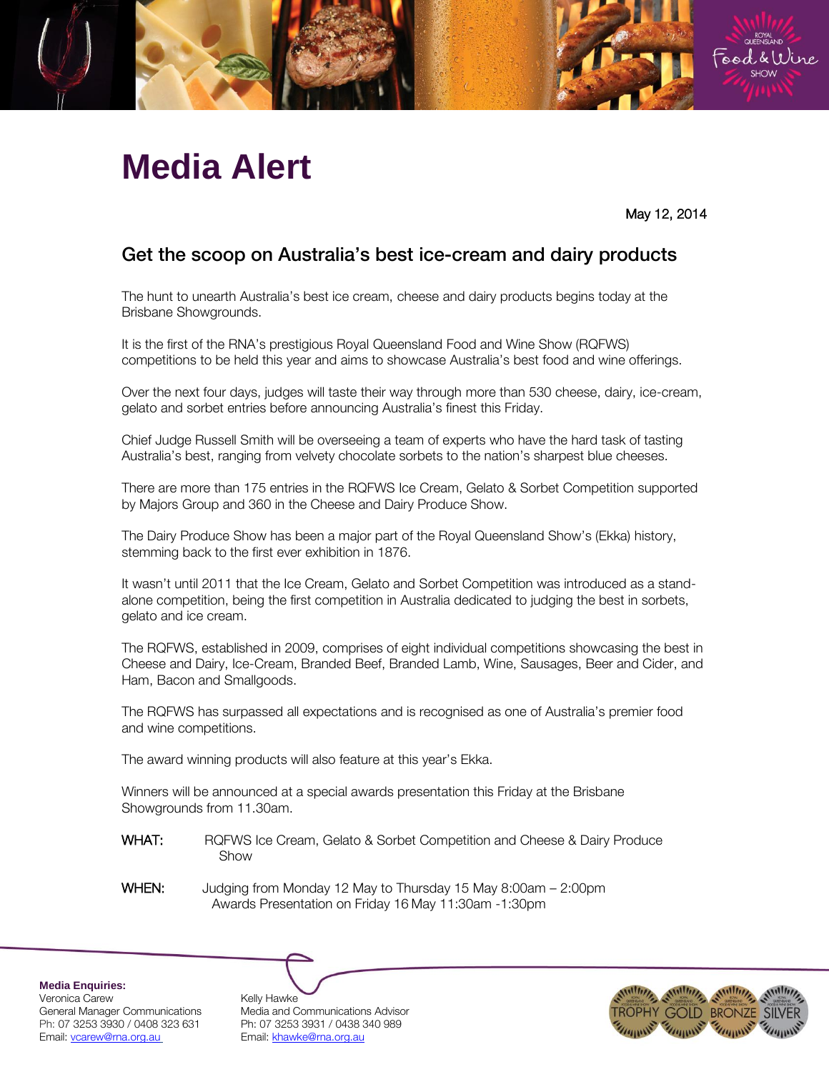# Media Alert

May 12, 2014

## Get the scoop on Australia's best ice-cream and dairy products

The hunt to unearth Australia's best ice cream, cheese and dairy products begins today at the Brisbane Showgrounds.

It is the first of the RNA's prestigious Royal Queensland Food and Wine Show (RQFWS) competitions to be held this year and aims to showcase Australia's best food and wine offerings.

Over the next four days, judges will taste their way through more than 530 cheese, dairy, ice-cream, gelato and sorbet entries before announcing Australia's finest this Friday.

Chief Judge Russell Smith will be overseeing a team of experts who have the hard task of tasting Australia's best, ranging from velvety chocolate sorbets to the nation's sharpest blue cheeses.

There are more than 175 entries in the RQFWS Ice Cream, Gelato & Sorbet Competition supported by Majors Group and 360 in the Cheese and Dairy Produce Show.

The Dairy Produce Show has been a major part of the Royal Queensland Show's (Ekka) history, stemming back to the first ever exhibition in 1876.

It wasn't until 2011 that the Ice Cream, Gelato and Sorbet Competition was introduced as a stand-alone competition, being the first competition in Australia dedicated to judging the best in sorbets, gelato and ice cream.

The RQFWS, established in 2009, comprises of eight individual competitions showcasing the best in Cheese and Dairy, Ice-Cream, Branded Beef, Branded Lamb, Wine, Sausages, Beer and Cider, and Ham, Bacon and Smallgoods.

The RQFWS has surpassed all expectations and is recognised as one of Australia's premier food and wine competitions.

The award winning products will also feature at this year's Ekka.

Winners will be announced at a special awards presentation this Friday at the Brisbane Showgrounds from 11.30am.

**WHAT:** RQFWS Ice Cream, Gelato & Sorbet Competition and Cheese & Dairy Produce Show

**WHEN:** Judging from Monday 12 May to Thursday 15 May 8:00am – 2:00pm
Awards Presentation on Friday 16 May 11:30am -1:30pm

**Media Enquiries:**
Veronica Carew
General Manager Communications
Ph: 07 3253 3930 / 0408 323 631
Email: vcarew@rna.org.au

Kelly Hawke
Media and Communications Advisor
Ph: 07 3253 3931 / 0438 340 989
Email: khawke@rna.org.au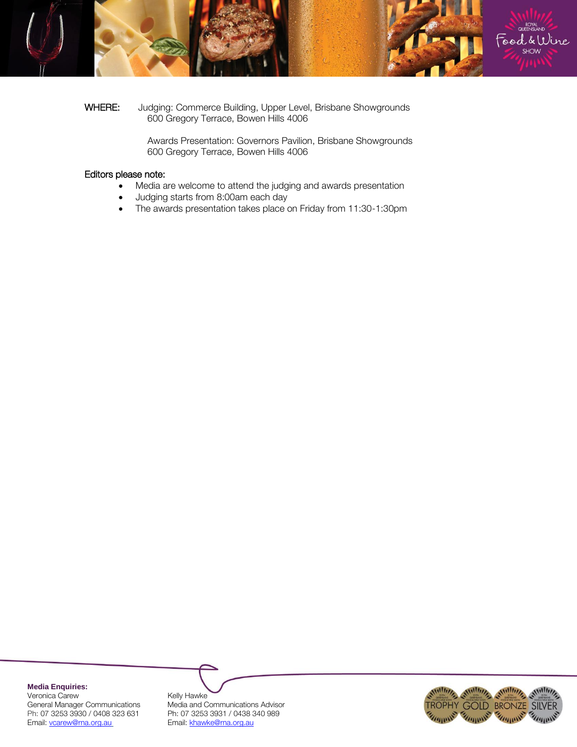WHERE: Judging: Commerce Building, Upper Level, Brisbane Showgrounds
600 Gregory Terrace, Bowen Hills 4006

Awards Presentation: Governors Pavilion, Brisbane Showgrounds
600 Gregory Terrace, Bowen Hills 4006

Editors please note:

- Media are welcome to attend the judging and awards presentation
- Judging starts from 8:00am each day
- The awards presentation takes place on Friday from 11:30-1:30pm

**Media Enquiries:**

Veronica Carew
General Manager Communications
Ph: 07 3253 3930 / 0408 323 631
Email: vcarew@rna.org.au

Kelly Hawke
Media and Communications Advisor
Ph: 07 3253 3931 / 0438 340 989
Email: khawke@rna.org.au